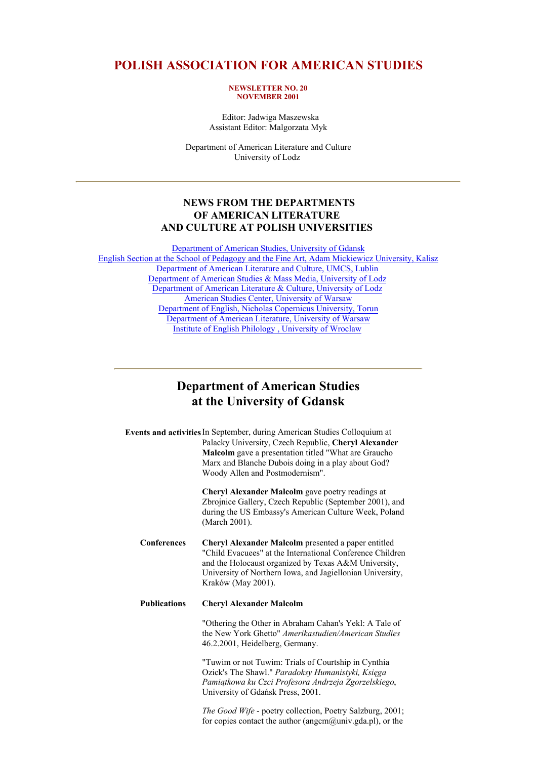# POLISH ASSOCIATION FOR AMERICAN STUDIES

**NEWSLETTER NO. 20**
**NOVEMBER 2001**

Editor: Jadwiga Maszewska
Assistant Editor: Malgorzata Myk

Department of American Literature and Culture
University of Lodz

---

## NEWS FROM THE DEPARTMENTS OF AMERICAN LITERATURE AND CULTURE AT POLISH UNIVERSITIES

Department of American Studies, University of Gdansk
English Section at the School of Pedagogy and the Fine Art, Adam Mickiewicz University, Kalisz
Department of American Literature and Culture, UMCS, Lublin
Department of American Studies & Mass Media, University of Lodz
Department of American Literature & Culture, University of Lodz
American Studies Center, University of Warsaw
Department of English, Nicholas Copernicus University, Torun
Department of American Literature, University of Warsaw
Institute of English Philology , University of Wroclaw

---

## Department of American Studies at the University of Gdansk

**Events and activities**

In September, during American Studies Colloquium at Palacky University, Czech Republic, **Cheryl Alexander Malcolm** gave a presentation titled "What are Graucho Marx and Blanche Dubois doing in a play about God? Woody Allen and Postmodernism".

**Cheryl Alexander Malcolm** gave poetry readings at Zbrojnice Gallery, Czech Republic (September 2001), and during the US Embassy's American Culture Week, Poland (March 2001).

**Conferences**

**Cheryl Alexander Malcolm** presented a paper entitled "Child Evacuees" at the International Conference Children and the Holocaust organized by Texas A&M University, University of Northern Iowa, and Jagiellonian University, Kraków (May 2001).

**Publications**

**Cheryl Alexander Malcolm**

"Othering the Other in Abraham Cahan's Yekl: A Tale of the New York Ghetto" *Amerikastudien/American Studies* 46.2.2001, Heidelberg, Germany.

"Tuwim or not Tuwim: Trials of Courtship in Cynthia Ozick's The Shawl." *Paradoksy Humanistyki, Księga Pamiątkowa ku Czci Profesora Andrzeja Zgorzelskiego*, University of Gdańsk Press, 2001.

*The Good Wife* - poetry collection, Poetry Salzburg, 2001; for copies contact the author (angcm@univ.gda.pl), or the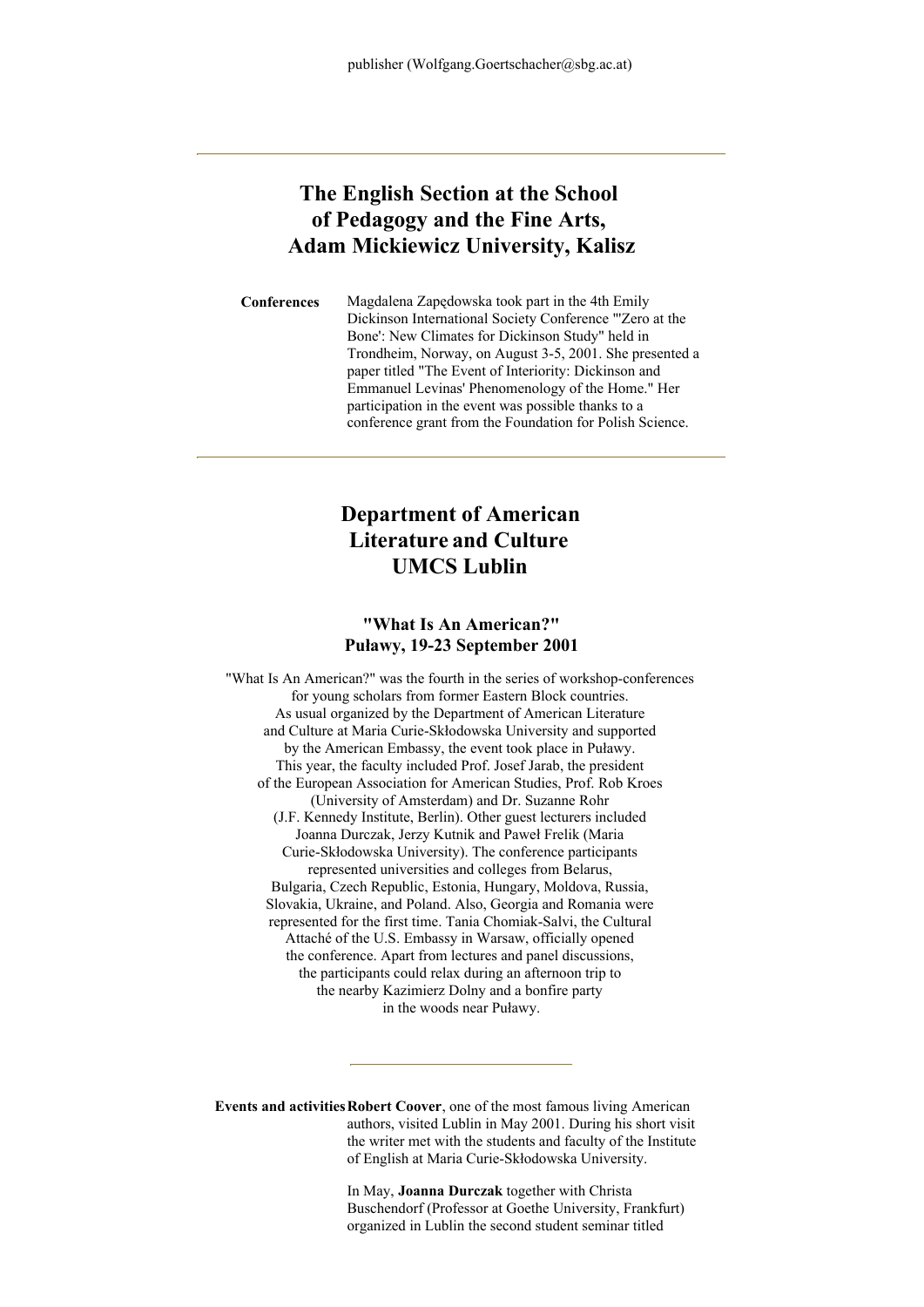publisher (Wolfgang.Goertschacher@sbg.ac.at)

---

## The English Section at the School of Pedagogy and the Fine Arts, Adam Mickiewicz University, Kalisz

**Conferences**

Magdalena Zapędowska took part in the 4th Emily Dickinson International Society Conference "'Zero at the Bone': New Climates for Dickinson Study" held in Trondheim, Norway, on August 3-5, 2001. She presented a paper titled "The Event of Interiority: Dickinson and Emmanuel Levinas' Phenomenology of the Home." Her participation in the event was possible thanks to a conference grant from the Foundation for Polish Science.

---

## Department of American Literature and Culture UMCS Lublin

### "What Is An American?" Puławy, 19-23 September 2001

"What Is An American?" was the fourth in the series of workshop-conferences for young scholars from former Eastern Block countries. As usual organized by the Department of American Literature and Culture at Maria Curie-Skłodowska University and supported by the American Embassy, the event took place in Puławy. This year, the faculty included Prof. Josef Jarab, the president of the European Association for American Studies, Prof. Rob Kroes (University of Amsterdam) and Dr. Suzanne Rohr (J.F. Kennedy Institute, Berlin). Other guest lecturers included Joanna Durczak, Jerzy Kutnik and Paweł Frelik (Maria Curie-Skłodowska University). The conference participants represented universities and colleges from Belarus, Bulgaria, Czech Republic, Estonia, Hungary, Moldova, Russia, Slovakia, Ukraine, and Poland. Also, Georgia and Romania were represented for the first time. Tania Chomiak-Salvi, the Cultural Attaché of the U.S. Embassy in Warsaw, officially opened the conference. Apart from lectures and panel discussions, the participants could relax during an afternoon trip to the nearby Kazimierz Dolny and a bonfire party in the woods near Puławy.

---

**Events and activities**

**Robert Coover**, one of the most famous living American authors, visited Lublin in May 2001. During his short visit the writer met with the students and faculty of the Institute of English at Maria Curie-Skłodowska University.

In May, **Joanna Durczak** together with Christa Buschendorf (Professor at Goethe University, Frankfurt) organized in Lublin the second student seminar titled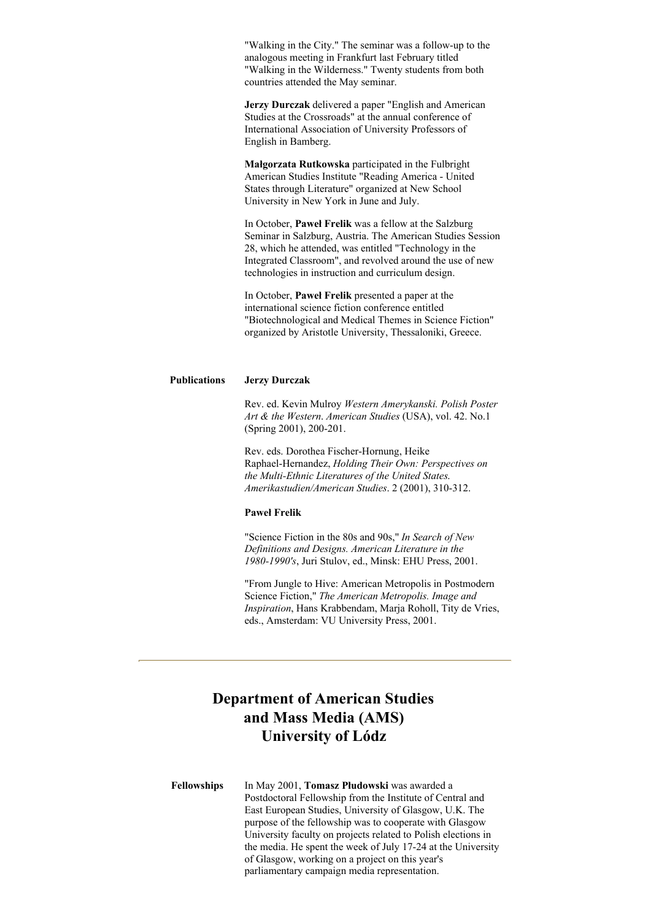"Walking in the City." The seminar was a follow-up to the analogous meeting in Frankfurt last February titled "Walking in the Wilderness." Twenty students from both countries attended the May seminar.

**Jerzy Durczak** delivered a paper "English and American Studies at the Crossroads" at the annual conference of International Association of University Professors of English in Bamberg.

**Małgorzata Rutkowska** participated in the Fulbright American Studies Institute "Reading America - United States through Literature" organized at New School University in New York in June and July.

In October, **Paweł Frelik** was a fellow at the Salzburg Seminar in Salzburg, Austria. The American Studies Session 28, which he attended, was entitled "Technology in the Integrated Classroom", and revolved around the use of new technologies in instruction and curriculum design.

In October, **Paweł Frelik** presented a paper at the international science fiction conference entitled "Biotechnological and Medical Themes in Science Fiction" organized by Aristotle University, Thessaloniki, Greece.

**Publications**

**Jerzy Durczak**

Rev. ed. Kevin Mulroy *Western Amerykanski. Polish Poster Art & the Western*. *American Studies* (USA), vol. 42. No.1 (Spring 2001), 200-201.

Rev. eds. Dorothea Fischer-Hornung, Heike Raphael-Hernandez, *Holding Their Own: Perspectives on the Multi-Ethnic Literatures of the United States. Amerikastudien/American Studies*. 2 (2001), 310-312.

**Paweł Frelik**

"Science Fiction in the 80s and 90s," *In Search of New Definitions and Designs. American Literature in the 1980-1990's*, Juri Stulov, ed., Minsk: EHU Press, 2001.

"From Jungle to Hive: American Metropolis in Postmodern Science Fiction," *The American Metropolis. Image and Inspiration*, Hans Krabbendam, Marja Roholl, Tity de Vries, eds., Amsterdam: VU University Press, 2001.

---

## Department of American Studies and Mass Media (AMS) University of Lódz

**Fellowships**

In May 2001, **Tomasz Płudowski** was awarded a Postdoctoral Fellowship from the Institute of Central and East European Studies, University of Glasgow, U.K. The purpose of the fellowship was to cooperate with Glasgow University faculty on projects related to Polish elections in the media. He spent the week of July 17-24 at the University of Glasgow, working on a project on this year's parliamentary campaign media representation.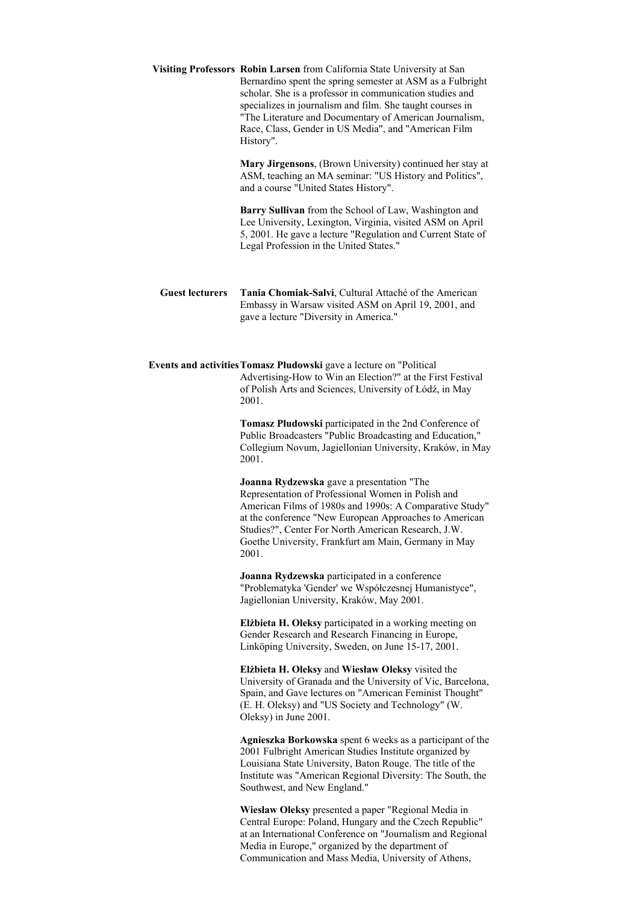**Visiting Professors**

**Robin Larsen** from California State University at San Bernardino spent the spring semester at ASM as a Fulbright scholar. She is a professor in communication studies and specializes in journalism and film. She taught courses in "The Literature and Documentary of American Journalism, Race, Class, Gender in US Media", and "American Film History".

**Mary Jirgensons**, (Brown University) continued her stay at ASM, teaching an MA seminar: "US History and Politics", and a course "United States History".

**Barry Sullivan** from the School of Law, Washington and Lee University, Lexington, Virginia, visited ASM on April 5, 2001. He gave a lecture "Regulation and Current State of Legal Profession in the United States."

**Guest lecturers**

**Tania Chomiak-Salvi**, Cultural Attaché of the American Embassy in Warsaw visited ASM on April 19, 2001, and gave a lecture "Diversity in America."

**Events and activities**

**Tomasz Płudowski** gave a lecture on "Political Advertising-How to Win an Election?" at the First Festival of Polish Arts and Sciences, University of Łódź, in May 2001.

**Tomasz Płudowski** participated in the 2nd Conference of Public Broadcasters "Public Broadcasting and Education," Collegium Novum, Jagiellonian University, Kraków, in May 2001.

**Joanna Rydzewska** gave a presentation "The Representation of Professional Women in Polish and American Films of 1980s and 1990s: A Comparative Study" at the conference "New European Approaches to American Studies?", Center For North American Research, J.W. Goethe University, Frankfurt am Main, Germany in May 2001.

**Joanna Rydzewska** participated in a conference "Problematyka 'Gender' we Współczesnej Humanistyce", Jagiellonian University, Kraków, May 2001.

**Elżbieta H. Oleksy** participated in a working meeting on Gender Research and Research Financing in Europe, Linköping University, Sweden, on June 15-17, 2001.

**Elżbieta H. Oleksy** and **Wiesław Oleksy** visited the University of Granada and the University of Vic, Barcelona, Spain, and Gave lectures on "American Feminist Thought" (E. H. Oleksy) and "US Society and Technology" (W. Oleksy) in June 2001.

**Agnieszka Borkowska** spent 6 weeks as a participant of the 2001 Fulbright American Studies Institute organized by Louisiana State University, Baton Rouge. The title of the Institute was "American Regional Diversity: The South, the Southwest, and New England."

**Wiesław Oleksy** presented a paper "Regional Media in Central Europe: Poland, Hungary and the Czech Republic" at an International Conference on "Journalism and Regional Media in Europe," organized by the department of Communication and Mass Media, University of Athens,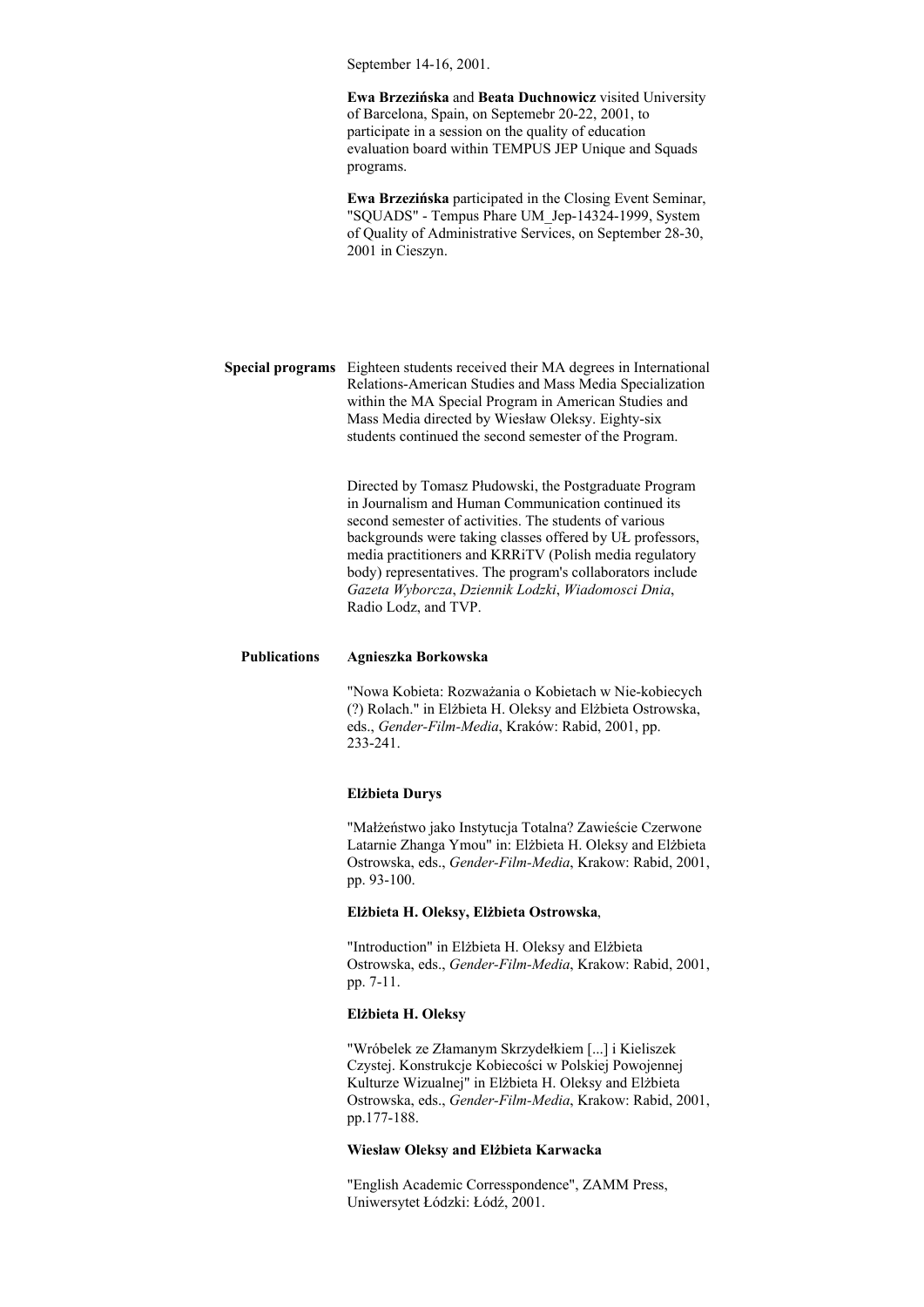September 14-16, 2001.

**Ewa Brzezińska** and **Beata Duchnowicz** visited University of Barcelona, Spain, on Septemebr 20-22, 2001, to participate in a session on the quality of education evaluation board within TEMPUS JEP Unique and Squads programs.

**Ewa Brzezińska** participated in the Closing Event Seminar, "SQUADS" - Tempus Phare UM_Jep-14324-1999, System of Quality of Administrative Services, on September 28-30, 2001 in Cieszyn.

## Special programs

Eighteen students received their MA degrees in International Relations-American Studies and Mass Media Specialization within the MA Special Program in American Studies and Mass Media directed by Wiesław Oleksy. Eighty-six students continued the second semester of the Program.

Directed by Tomasz Płudowski, the Postgraduate Program in Journalism and Human Communication continued its second semester of activities. The students of various backgrounds were taking classes offered by UŁ professors, media practitioners and KRRiTV (Polish media regulatory body) representatives. The program's collaborators include *Gazeta Wyborcza*, *Dziennik Lodzki*, *Wiadomosci Dnia*, Radio Lodz, and TVP.

## Publications

**Agnieszka Borkowska**

"Nowa Kobieta: Rozważania o Kobietach w Nie-kobiecych (?) Rolach." in Elżbieta H. Oleksy and Elżbieta Ostrowska, eds., *Gender-Film-Media*, Kraków: Rabid, 2001, pp. 233-241.

**Elżbieta Durys**

"Małżeństwo jako Instytucja Totalna? Zawieście Czerwone Latarnie Zhanga Ymou" in: Elżbieta H. Oleksy and Elżbieta Ostrowska, eds., *Gender-Film-Media*, Krakow: Rabid, 2001, pp. 93-100.

**Elżbieta H. Oleksy, Elżbieta Ostrowska**,

"Introduction" in Elżbieta H. Oleksy and Elżbieta Ostrowska, eds., *Gender-Film-Media*, Krakow: Rabid, 2001, pp. 7-11.

**Elżbieta H. Oleksy**

"Wróbelek ze Złamanym Skrzydełkiem [...] i Kieliszek Czystej. Konstrukcje Kobiecości w Polskiej Powojennej Kulturze Wizualnej" in Elżbieta H. Oleksy and Elżbieta Ostrowska, eds., *Gender-Film-Media*, Krakow: Rabid, 2001, pp.177-188.

**Wiesław Oleksy and Elżbieta Karwacka**

"English Academic Corresspondence", ZAMM Press, Uniwersytet Łódzki: Łódź, 2001.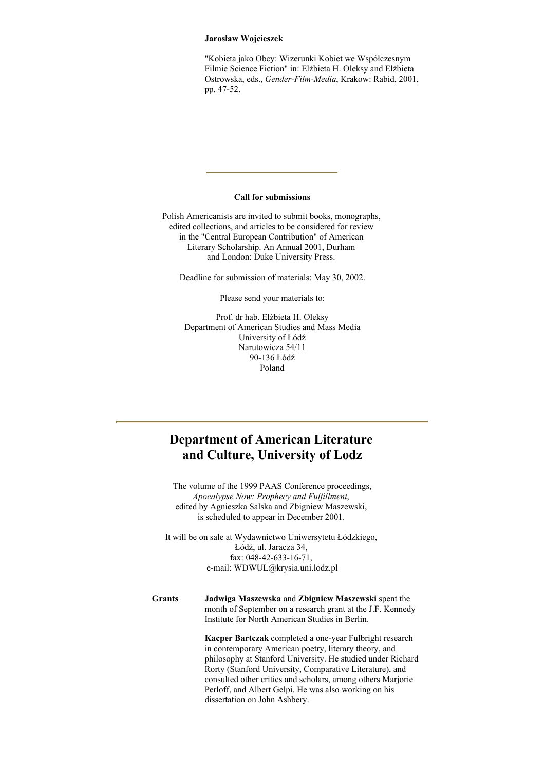**Jarosław Wojcieszek**

"Kobieta jako Obcy: Wizerunki Kobiet we Współczesnym Filmie Science Fiction" in: Elżbieta H. Oleksy and Elżbieta Ostrowska, eds., *Gender-Film-Media*, Krakow: Rabid, 2001, pp. 47-52.

---

**Call for submissions**

Polish Americanists are invited to submit books, monographs, edited collections, and articles to be considered for review in the "Central European Contribution" of American Literary Scholarship. An Annual 2001, Durham and London: Duke University Press.

Deadline for submission of materials: May 30, 2002.

Please send your materials to:

Prof. dr hab. Elżbieta H. Oleksy
Department of American Studies and Mass Media
University of Łódź
Narutowicza 54/11
90-136 Łódź
Poland

---

## Department of American Literature and Culture, University of Lodz

The volume of the 1999 PAAS Conference proceedings, *Apocalypse Now: Prophecy and Fulfillment*, edited by Agnieszka Salska and Zbigniew Maszewski, is scheduled to appear in December 2001.

It will be on sale at Wydawnictwo Uniwersytetu Łódzkiego, Łódź, ul. Jaracza 34, fax: 048-42-633-16-71, e-mail: WDWUL@krysia.uni.lodz.pl

**Grants**

**Jadwiga Maszewska** and **Zbigniew Maszewski** spent the month of September on a research grant at the J.F. Kennedy Institute for North American Studies in Berlin.

**Kacper Bartczak** completed a one-year Fulbright research in contemporary American poetry, literary theory, and philosophy at Stanford University. He studied under Richard Rorty (Stanford University, Comparative Literature), and consulted other critics and scholars, among others Marjorie Perloff, and Albert Gelpi. He was also working on his dissertation on John Ashbery.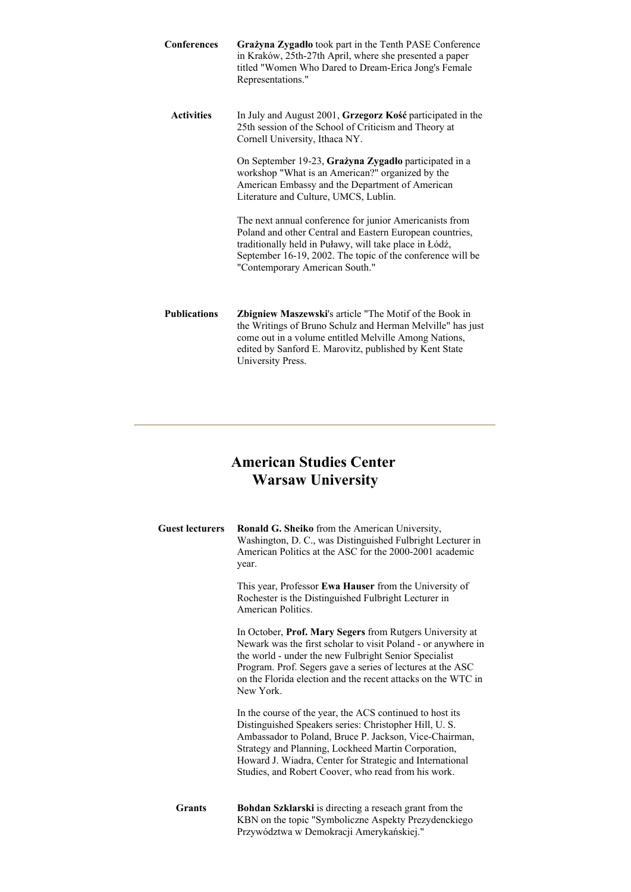**Conferences**

**Grażyna Zygadło** took part in the Tenth PASE Conference in Kraków, 25th-27th April, where she presented a paper titled "Women Who Dared to Dream-Erica Jong's Female Representations."

**Activities**

In July and August 2001, **Grzegorz Kość** participated in the 25th session of the School of Criticism and Theory at Cornell University, Ithaca NY.

On September 19-23, **Grażyna Zygadło** participated in a workshop "What is an American?" organized by the American Embassy and the Department of American Literature and Culture, UMCS, Lublin.

The next annual conference for junior Americanists from Poland and other Central and Eastern European countries, traditionally held in Puławy, will take place in Łódź, September 16-19, 2002. The topic of the conference will be "Contemporary American South."

**Publications**

**Zbigniew Maszewski**'s article "The Motif of the Book in the Writings of Bruno Schulz and Herman Melville" has just come out in a volume entitled Melville Among Nations, edited by Sanford E. Marovitz, published by Kent State University Press.

---

## American Studies Center
## Warsaw University

**Guest lecturers**

**Ronald G. Sheiko** from the American University, Washington, D. C., was Distinguished Fulbright Lecturer in American Politics at the ASC for the 2000-2001 academic year.

This year, Professor **Ewa Hauser** from the University of Rochester is the Distinguished Fulbright Lecturer in American Politics.

In October, **Prof. Mary Segers** from Rutgers University at Newark was the first scholar to visit Poland - or anywhere in the world - under the new Fulbright Senior Specialist Program. Prof. Segers gave a series of lectures at the ASC on the Florida election and the recent attacks on the WTC in New York.

In the course of the year, the ACS continued to host its Distinguished Speakers series: Christopher Hill, U. S. Ambassador to Poland, Bruce P. Jackson, Vice-Chairman, Strategy and Planning, Lockheed Martin Corporation, Howard J. Wiadra, Center for Strategic and International Studies, and Robert Coover, who read from his work.

**Grants**

**Bohdan Szklarski** is directing a reseach grant from the KBN on the topic "Symboliczne Aspekty Prezydenckiego Przywództwa w Demokracji Amerykańskiej."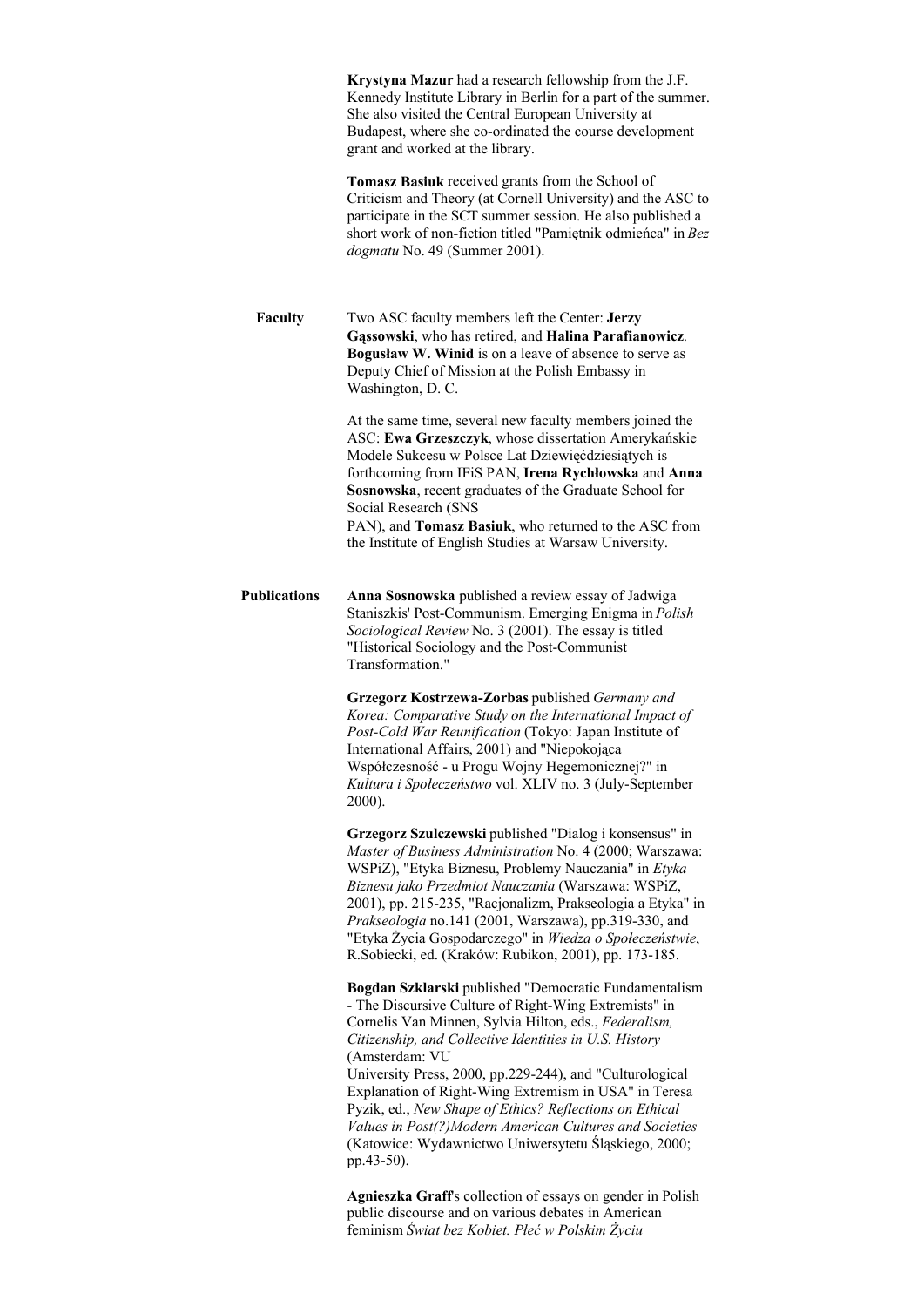**Krystyna Mazur** had a research fellowship from the J.F. Kennedy Institute Library in Berlin for a part of the summer. She also visited the Central European University at Budapest, where she co-ordinated the course development grant and worked at the library.

**Tomasz Basiuk** received grants from the School of Criticism and Theory (at Cornell University) and the ASC to participate in the SCT summer session. He also published a short work of non-fiction titled "Pamiętnik odmieńca" in *Bez dogmatu* No. 49 (Summer 2001).

## Faculty

Two ASC faculty members left the Center: **Jerzy Gąssowski**, who has retired, and **Halina Parafianowicz**. **Bogusław W. Winid** is on a leave of absence to serve as Deputy Chief of Mission at the Polish Embassy in Washington, D. C.

At the same time, several new faculty members joined the ASC: **Ewa Grzeszczyk**, whose dissertation Amerykańskie Modele Sukcesu w Polsce Lat Dziewięćdziesiątych is forthcoming from IFiS PAN, **Irena Rychłowska** and **Anna Sosnowska**, recent graduates of the Graduate School for Social Research (SNS PAN), and **Tomasz Basiuk**, who returned to the ASC from the Institute of English Studies at Warsaw University.

## Publications

**Anna Sosnowska** published a review essay of Jadwiga Staniszkis' Post-Communism. Emerging Enigma in *Polish Sociological Review* No. 3 (2001). The essay is titled "Historical Sociology and the Post-Communist Transformation."

**Grzegorz Kostrzewa-Zorbas** published *Germany and Korea: Comparative Study on the International Impact of Post-Cold War Reunification* (Tokyo: Japan Institute of International Affairs, 2001) and "Niepokojąca Współczesność - u Progu Wojny Hegemonicznej?" in *Kultura i Społeczeństwo* vol. XLIV no. 3 (July-September 2000).

**Grzegorz Szulczewski** published "Dialog i konsensus" in *Master of Business Administration* No. 4 (2000; Warszawa: WSPiZ), "Etyka Biznesu, Problemy Nauczania" in *Etyka Biznesu jako Przedmiot Nauczania* (Warszawa: WSPiZ, 2001), pp. 215-235, "Racjonalizm, Prakseologia a Etyka" in *Prakseologia* no.141 (2001, Warszawa), pp.319-330, and "Etyka Życia Gospodarczego" in *Wiedza o Społeczeństwie*, R.Sobiecki, ed. (Kraków: Rubikon, 2001), pp. 173-185.

**Bogdan Szklarski** published "Democratic Fundamentalism - The Discursive Culture of Right-Wing Extremists" in Cornelis Van Minnen, Sylvia Hilton, eds., *Federalism, Citizenship, and Collective Identities in U.S. History* (Amsterdam: VU University Press, 2000, pp.229-244), and "Culturological Explanation of Right-Wing Extremism in USA" in Teresa Pyzik, ed., *New Shape of Ethics? Reflections on Ethical Values in Post(?)Modern American Cultures and Societies* (Katowice: Wydawnictwo Uniwersytetu Śląskiego, 2000; pp.43-50).

**Agnieszka Graff**'s collection of essays on gender in Polish public discourse and on various debates in American feminism *Świat bez Kobiet. Płeć w Polskim Życiu*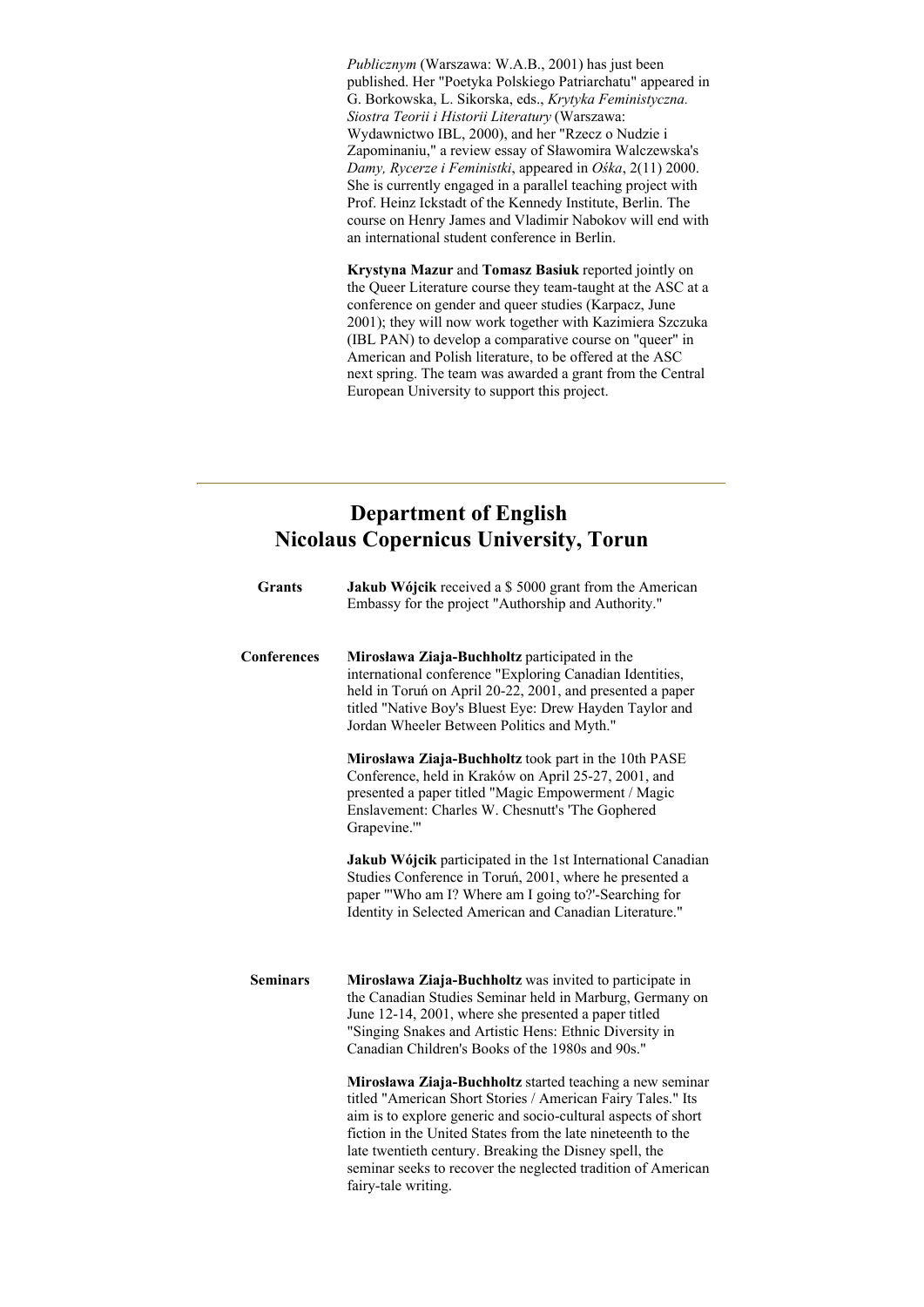*Publicznym* (Warszawa: W.A.B., 2001) has just been published. Her "Poetyka Polskiego Patriarchatu" appeared in G. Borkowska, L. Sikorska, eds., *Krytyka Feministyczna. Siostra Teorii i Historii Literatury* (Warszawa: Wydawnictwo IBL, 2000), and her "Rzecz o Nudzie i Zapominaniu," a review essay of Sławomira Walczewska's *Damy, Rycerze i Feministki*, appeared in *Ośka*, 2(11) 2000. She is currently engaged in a parallel teaching project with Prof. Heinz Ickstadt of the Kennedy Institute, Berlin. The course on Henry James and Vladimir Nabokov will end with an international student conference in Berlin.

**Krystyna Mazur** and **Tomasz Basiuk** reported jointly on the Queer Literature course they team-taught at the ASC at a conference on gender and queer studies (Karpacz, June 2001); they will now work together with Kazimiera Szczuka (IBL PAN) to develop a comparative course on "queer" in American and Polish literature, to be offered at the ASC next spring. The team was awarded a grant from the Central European University to support this project.

---

## Department of English
## Nicolaus Copernicus University, Torun

**Grants**

**Jakub Wójcik** received a $ 5000 grant from the American Embassy for the project "Authorship and Authority."

**Conferences**

**Mirosława Ziaja-Buchholtz** participated in the international conference "Exploring Canadian Identities, held in Toruń on April 20-22, 2001, and presented a paper titled "Native Boy's Bluest Eye: Drew Hayden Taylor and Jordan Wheeler Between Politics and Myth."

**Mirosława Ziaja-Buchholtz** took part in the 10th PASE Conference, held in Kraków on April 25-27, 2001, and presented a paper titled "Magic Empowerment / Magic Enslavement: Charles W. Chesnutt's 'The Gophered Grapevine.'"

**Jakub Wójcik** participated in the 1st International Canadian Studies Conference in Toruń, 2001, where he presented a paper "'Who am I? Where am I going to?'-Searching for Identity in Selected American and Canadian Literature."

**Seminars**

**Mirosława Ziaja-Buchholtz** was invited to participate in the Canadian Studies Seminar held in Marburg, Germany on June 12-14, 2001, where she presented a paper titled "Singing Snakes and Artistic Hens: Ethnic Diversity in Canadian Children's Books of the 1980s and 90s."

**Mirosława Ziaja-Buchholtz** started teaching a new seminar titled "American Short Stories / American Fairy Tales." Its aim is to explore generic and socio-cultural aspects of short fiction in the United States from the late nineteenth to the late twentieth century. Breaking the Disney spell, the seminar seeks to recover the neglected tradition of American fairy-tale writing.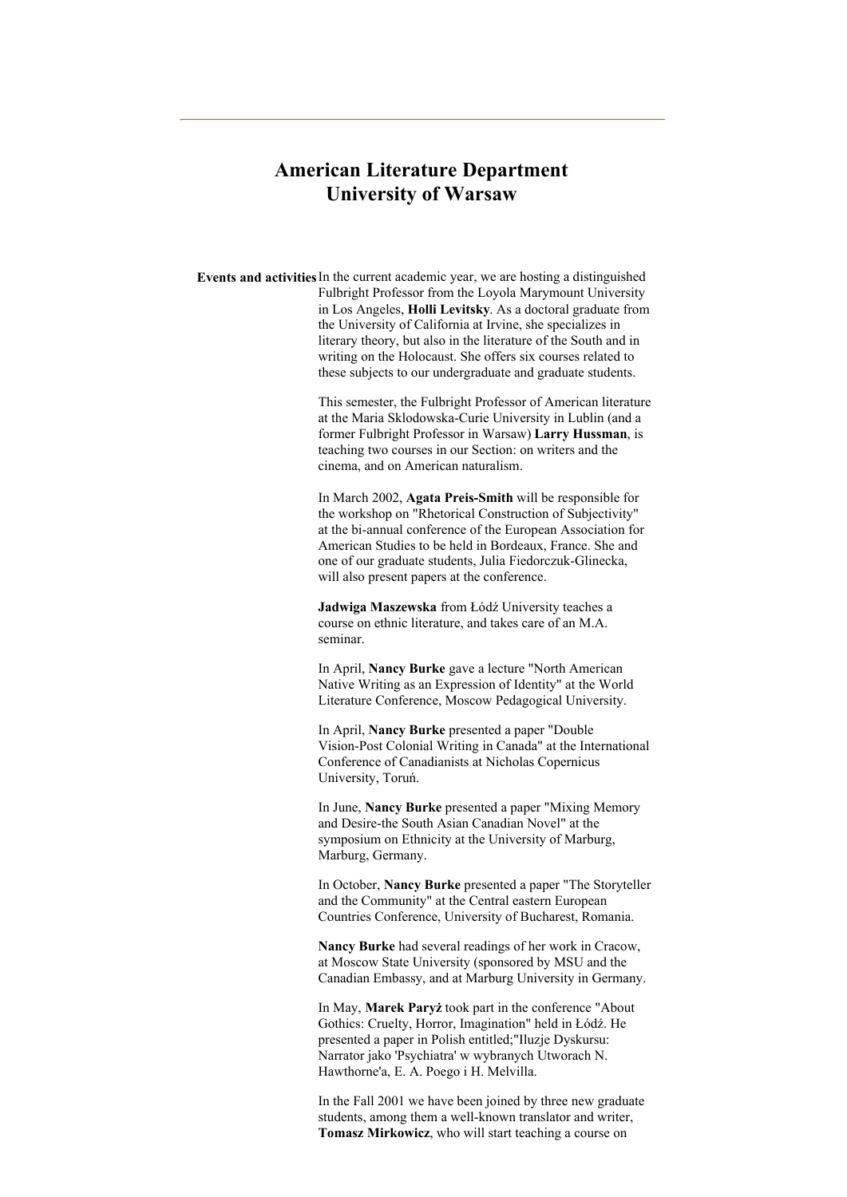# American Literature Department
# University of Warsaw

**Events and activities**

In the current academic year, we are hosting a distinguished Fulbright Professor from the Loyola Marymount University in Los Angeles, **Holli Levitsky**. As a doctoral graduate from the University of California at Irvine, she specializes in literary theory, but also in the literature of the South and in writing on the Holocaust. She offers six courses related to these subjects to our undergraduate and graduate students.

This semester, the Fulbright Professor of American literature at the Maria Sklodowska-Curie University in Lublin (and a former Fulbright Professor in Warsaw) **Larry Hussman**, is teaching two courses in our Section: on writers and the cinema, and on American naturalism.

In March 2002, **Agata Preis-Smith** will be responsible for the workshop on "Rhetorical Construction of Subjectivity" at the bi-annual conference of the European Association for American Studies to be held in Bordeaux, France. She and one of our graduate students, Julia Fiedorczuk-Glinecka, will also present papers at the conference.

**Jadwiga Maszewska** from Łódź University teaches a course on ethnic literature, and takes care of an M.A. seminar.

In April, **Nancy Burke** gave a lecture "North American Native Writing as an Expression of Identity" at the World Literature Conference, Moscow Pedagogical University.

In April, **Nancy Burke** presented a paper "Double Vision-Post Colonial Writing in Canada" at the International Conference of Canadianists at Nicholas Copernicus University, Toruń.

In June, **Nancy Burke** presented a paper "Mixing Memory and Desire-the South Asian Canadian Novel" at the symposium on Ethnicity at the University of Marburg, Marburg, Germany.

In October, **Nancy Burke** presented a paper "The Storyteller and the Community" at the Central eastern European Countries Conference, University of Bucharest, Romania.

**Nancy Burke** had several readings of her work in Cracow, at Moscow State University (sponsored by MSU and the Canadian Embassy, and at Marburg University in Germany.

In May, **Marek Paryż** took part in the conference "About Gothics: Cruelty, Horror, Imagination" held in Łódź. He presented a paper in Polish entitled;"Iluzje Dyskursu: Narrator jako 'Psychiatra' w wybranych Utworach N. Hawthorne'a, E. A. Poego i H. Melvilla.

In the Fall 2001 we have been joined by three new graduate students, among them a well-known translator and writer, **Tomasz Mirkowicz**, who will start teaching a course on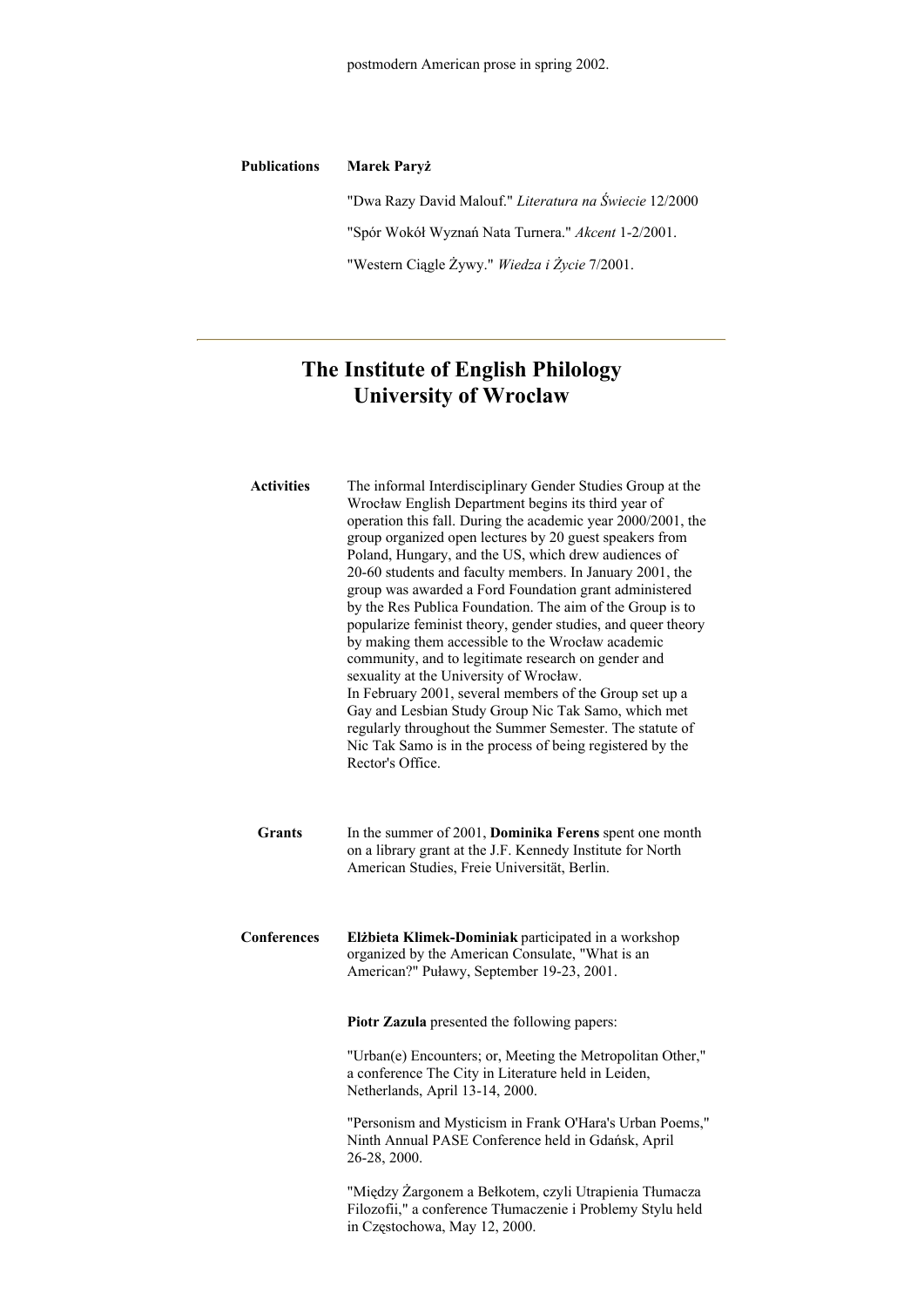postmodern American prose in spring 2002.

**Publications**

**Marek Paryż**

"Dwa Razy David Malouf." *Literatura na Świecie* 12/2000

"Spór Wokół Wyznań Nata Turnera." *Akcent* 1-2/2001.

"Western Ciągle Żywy." *Wiedza i Życie* 7/2001.

---

# The Institute of English Philology
# University of Wroclaw

**Activities**

The informal Interdisciplinary Gender Studies Group at the Wrocław English Department begins its third year of operation this fall. During the academic year 2000/2001, the group organized open lectures by 20 guest speakers from Poland, Hungary, and the US, which drew audiences of 20-60 students and faculty members. In January 2001, the group was awarded a Ford Foundation grant administered by the Res Publica Foundation. The aim of the Group is to popularize feminist theory, gender studies, and queer theory by making them accessible to the Wrocław academic community, and to legitimate research on gender and sexuality at the University of Wrocław.
In February 2001, several members of the Group set up a Gay and Lesbian Study Group Nic Tak Samo, which met regularly throughout the Summer Semester. The statute of Nic Tak Samo is in the process of being registered by the Rector's Office.

**Grants**

In the summer of 2001, **Dominika Ferens** spent one month on a library grant at the J.F. Kennedy Institute for North American Studies, Freie Universität, Berlin.

**Conferences**

**Elżbieta Klimek-Dominiak** participated in a workshop organized by the American Consulate, "What is an American?" Puławy, September 19-23, 2001.

**Piotr Zazula** presented the following papers:

"Urban(e) Encounters; or, Meeting the Metropolitan Other," a conference The City in Literature held in Leiden, Netherlands, April 13-14, 2000.

"Personism and Mysticism in Frank O'Hara's Urban Poems," Ninth Annual PASE Conference held in Gdańsk, April 26-28, 2000.

"Między Żargonem a Bełkotem, czyli Utrapienia Tłumacza Filozofii," a conference Tłumaczenie i Problemy Stylu held in Częstochowa, May 12, 2000.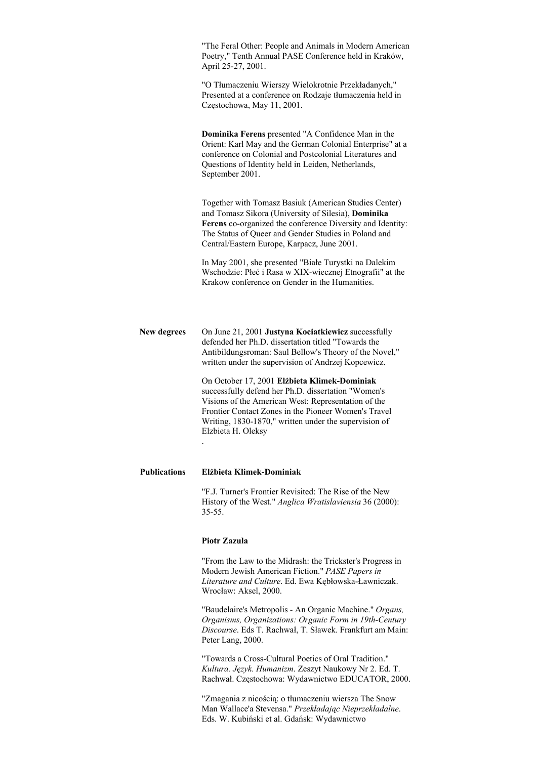"The Feral Other: People and Animals in Modern American Poetry," Tenth Annual PASE Conference held in Kraków, April 25-27, 2001.

"O Tłumaczeniu Wierszy Wielokrotnie Przekładanych," Presented at a conference on Rodzaje tłumaczenia held in Częstochowa, May 11, 2001.

**Dominika Ferens** presented "A Confidence Man in the Orient: Karl May and the German Colonial Enterprise" at a conference on Colonial and Postcolonial Literatures and Questions of Identity held in Leiden, Netherlands, September 2001.

Together with Tomasz Basiuk (American Studies Center) and Tomasz Sikora (University of Silesia), **Dominika Ferens** co-organized the conference Diversity and Identity: The Status of Queer and Gender Studies in Poland and Central/Eastern Europe, Karpacz, June 2001.

In May 2001, she presented "Białe Turystki na Dalekim Wschodzie: Płeć i Rasa w XIX-wiecznej Etnografii" at the Krakow conference on Gender in the Humanities.

**New degrees**

On June 21, 2001 **Justyna Kociatkiewicz** successfully defended her Ph.D. dissertation titled "Towards the Antibildungsroman: Saul Bellow's Theory of the Novel," written under the supervision of Andrzej Kopcewicz.

On October 17, 2001 **Elżbieta Klimek-Dominiak** successfully defend her Ph.D. dissertation "Women's Visions of the American West: Representation of the Frontier Contact Zones in the Pioneer Women's Travel Writing, 1830-1870," written under the supervision of Elzbieta H. Oleksy

.

**Publications**

**Elżbieta Klimek-Dominiak**

"F.J. Turner's Frontier Revisited: The Rise of the New History of the West." *Anglica Wratislaviensia* 36 (2000): 35-55.

**Piotr Zazula**

"From the Law to the Midrash: the Trickster's Progress in Modern Jewish American Fiction." *PASE Papers in Literature and Culture*. Ed. Ewa Kębłowska-Ławniczak. Wrocław: Aksel, 2000.

"Baudelaire's Metropolis - An Organic Machine." *Organs, Organisms, Organizations: Organic Form in 19th-Century Discourse*. Eds T. Rachwał, T. Sławek. Frankfurt am Main: Peter Lang, 2000.

"Towards a Cross-Cultural Poetics of Oral Tradition." *Kultura. Język. Humanizm*. Zeszyt Naukowy Nr 2. Ed. T. Rachwał. Częstochowa: Wydawnictwo EDUCATOR, 2000.

"Zmagania z nicością: o tłumaczeniu wiersza The Snow Man Wallace'a Stevensa." *Przekładając Nieprzekładalne*. Eds. W. Kubiński et al. Gdańsk: Wydawnictwo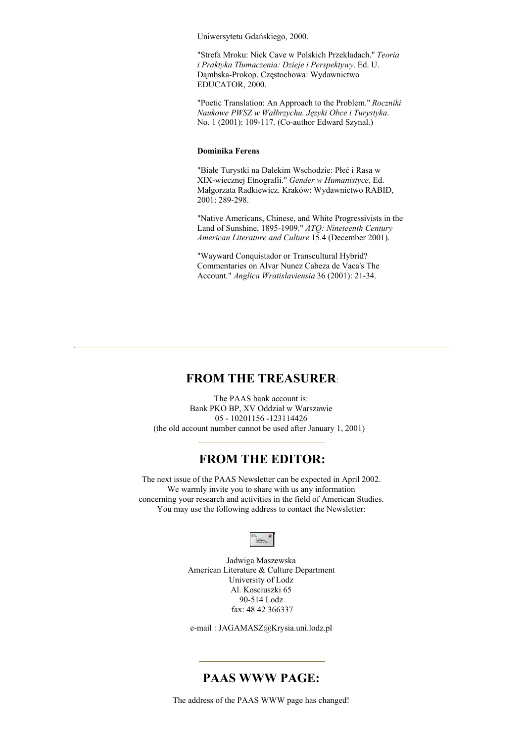Uniwersytetu Gdańskiego, 2000.

"Strefa Mroku: Nick Cave w Polskich Przekładach." *Teoria i Praktyka Tłumaczenia: Dzieje i Perspektywy*. Ed. U. Dąmbska-Prokop. Częstochowa: Wydawnictwo EDUCATOR, 2000.

"Poetic Translation: An Approach to the Problem." *Roczniki Naukowe PWSZ w Wałbrzychu. Języki Obce i Turystyka*. No. 1 (2001): 109-117. (Co-author Edward Szynal.)

**Dominika Ferens**

"Białe Turystki na Dalekim Wschodzie: Płeć i Rasa w XIX-wiecznej Etnografii." *Gender w Humanistyce*. Ed. Małgorzata Radkiewicz. Kraków: Wydawnictwo RABID, 2001: 289-298.

"Native Americans, Chinese, and White Progressivists in the Land of Sunshine, 1895-1909." *ATQ: Nineteenth Century American Literature and Culture* 15.4 (December 2001).

"Wayward Conquistador or Transcultural Hybrid? Commentaries on Alvar Nunez Cabeza de Vaca's The Account." *Anglica Wratislaviensia* 36 (2001): 21-34.

---

## FROM THE TREASURER:

The PAAS bank account is:
Bank PKO BP, XV Oddział w Warszawie
05 - 10201156 -123114426
(the old account number cannot be used after January 1, 2001)

---

## FROM THE EDITOR:

The next issue of the PAAS Newsletter can be expected in April 2002.
We warmly invite you to share with us any information
concerning your research and activities in the field of American Studies.
You may use the following address to contact the Newsletter:

Jadwiga Maszewska
American Literature & Culture Department
University of Lodz
Al. Kosciuszki 65
90-514 Lodz
fax: 48 42 366337

e-mail : JAGAMASZ@Krysia.uni.lodz.pl

---

## PAAS WWW PAGE:

The address of the PAAS WWW page has changed!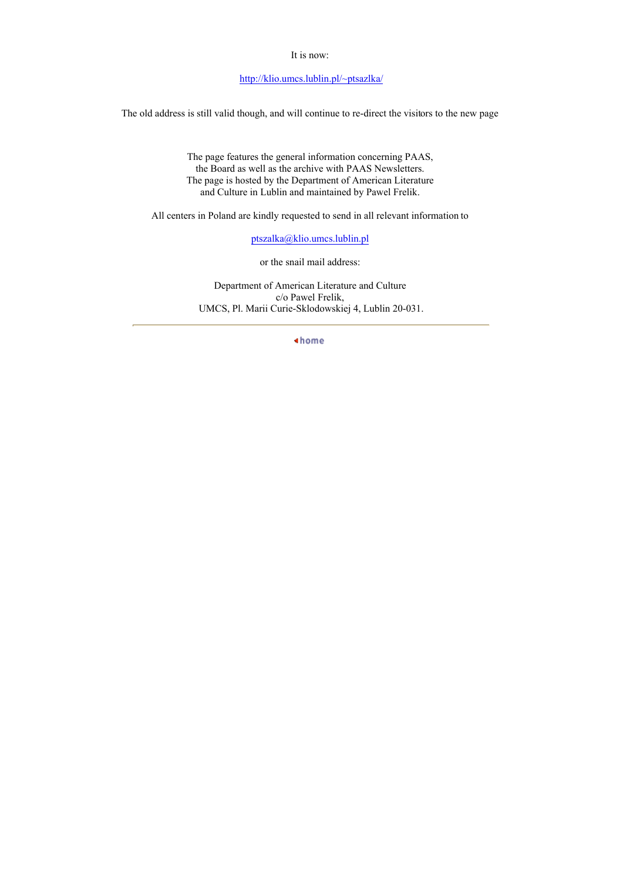It is now:

http://klio.umcs.lublin.pl/~ptsazlka/

The old address is still valid though, and will continue to re-direct the visitors to the new page

The page features the general information concerning PAAS,
the Board as well as the archive with PAAS Newsletters.
The page is hosted by the Department of American Literature
and Culture in Lublin and maintained by Pawel Frelik.

All centers in Poland are kindly requested to send in all relevant information to

ptszalka@klio.umcs.lublin.pl

or the snail mail address:

Department of American Literature and Culture
c/o Pawel Frelik,
UMCS, Pl. Marii Curie-Sklodowskiej 4, Lublin 20-031.

---

home